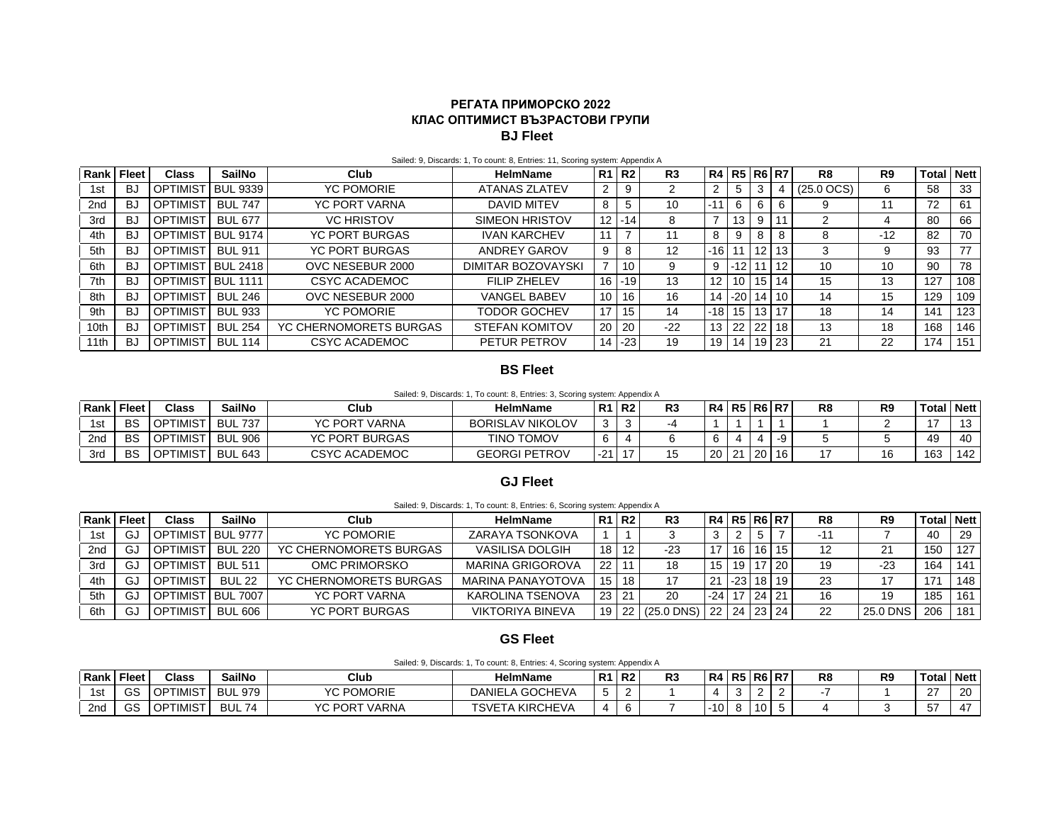# РЕГАТА ПРИМОРСКО 2022

## КЛАС ОПТИМИСТ ВЪЗРАСТОВИ ГРУПИ

### BJ Fleet

Sailed: 9, Discards: 1, To count: 8, Entries: 11, Scoring system: Appendix A

| Rank | Fleet | Class | SailNo | Club | HelmName | R1 | R2 | R3 | R4 | R5 | R6 | R7 | R8 | R9 | Total | Nett |
|---|---|---|---|---|---|---|---|---|---|---|---|---|---|---|---|---|
| 1st | BJ | OPTIMIST | BUL 9339 | YC POMORIE | ATANAS ZLATEV | 2 | 9 | 2 | 2 | 5 | 3 | 4 | (25.0 OCS) | 6 | 58 | 33 |
| 2nd | BJ | OPTIMIST | BUL 747 | YC PORT VARNA | DAVID MITEV | 8 | 5 | 10 | -11 | 6 | 6 | 6 | 9 | 11 | 72 | 61 |
| 3rd | BJ | OPTIMIST | BUL 677 | VC HRISTOV | SIMEON HRISTOV | 12 | -14 | 8 | 7 | 13 | 9 | 11 | 2 | 4 | 80 | 66 |
| 4th | BJ | OPTIMIST | BUL 9174 | YC PORT BURGAS | IVAN KARCHEV | 11 | 7 | 11 | 8 | 9 | 8 | 8 | 8 | -12 | 82 | 70 |
| 5th | BJ | OPTIMIST | BUL 911 | YC PORT BURGAS | ANDREY GAROV | 9 | 8 | 12 | -16 | 11 | 12 | 13 | 3 | 9 | 93 | 77 |
| 6th | BJ | OPTIMIST | BUL 2418 | OVC NESEBUR 2000 | DIMITAR BOZOVAYSKI | 7 | 10 | 9 | 9 | -12 | 11 | 12 | 10 | 10 | 90 | 78 |
| 7th | BJ | OPTIMIST | BUL 1111 | CSYC ACADEMOC | FILIP ZHELEV | 16 | -19 | 13 | 12 | 10 | 15 | 14 | 15 | 13 | 127 | 108 |
| 8th | BJ | OPTIMIST | BUL 246 | OVC NESEBUR 2000 | VANGEL BABEV | 10 | 16 | 16 | 14 | -20 | 14 | 10 | 14 | 15 | 129 | 109 |
| 9th | BJ | OPTIMIST | BUL 933 | YC POMORIE | TODOR GOCHEV | 17 | 15 | 14 | -18 | 15 | 13 | 17 | 18 | 14 | 141 | 123 |
| 10th | BJ | OPTIMIST | BUL 254 | YC CHERNOMORETS BURGAS | STEFAN KOMITOV | 20 | 20 | -22 | 13 | 22 | 22 | 18 | 13 | 18 | 168 | 146 |
| 11th | BJ | OPTIMIST | BUL 114 | CSYC ACADEMOC | PETUR PETROV | 14 | -23 | 19 | 19 | 14 | 19 | 23 | 21 | 22 | 174 | 151 |

### BS Fleet

Sailed: 9, Discards: 1, To count: 8, Entries: 3, Scoring system: Appendix A

| Rank | Fleet | Class | SailNo | Club | HelmName | R1 | R2 | R3 | R4 | R5 | R6 | R7 | R8 | R9 | Total | Nett |
|---|---|---|---|---|---|---|---|---|---|---|---|---|---|---|---|---|
| 1st | BS | OPTIMIST | BUL 737 | YC PORT VARNA | BORISLAV NIKOLOV | 3 | 3 | -4 | 1 | 1 | 1 | 1 | 1 | 2 | 17 | 13 |
| 2nd | BS | OPTIMIST | BUL 906 | YC PORT BURGAS | TINO TOMOV | 6 | 4 | 6 | 6 | 4 | 4 | -9 | 5 | 5 | 49 | 40 |
| 3rd | BS | OPTIMIST | BUL 643 | CSYC ACADEMOC | GEORGI PETROV | -21 | 17 | 15 | 20 | 21 | 20 | 16 | 17 | 16 | 163 | 142 |

### GJ Fleet

Sailed: 9, Discards: 1, To count: 8, Entries: 6, Scoring system: Appendix A

| Rank | Fleet | Class | SailNo | Club | HelmName | R1 | R2 | R3 | R4 | R5 | R6 | R7 | R8 | R9 | Total | Nett |
|---|---|---|---|---|---|---|---|---|---|---|---|---|---|---|---|---|
| 1st | GJ | OPTIMIST | BUL 9777 | YC POMORIE | ZARAYA TSONKOVA | 1 | 1 | 3 | 3 | 2 | 5 | 7 | -11 | 7 | 40 | 29 |
| 2nd | GJ | OPTIMIST | BUL 220 | YC CHERNOMORETS BURGAS | VASILISA DOLGIH | 18 | 12 | -23 | 17 | 16 | 16 | 15 | 12 | 21 | 150 | 127 |
| 3rd | GJ | OPTIMIST | BUL 511 | OMC PRIMORSKO | MARINA GRIGOROVA | 22 | 11 | 18 | 15 | 19 | 17 | 20 | 19 | -23 | 164 | 141 |
| 4th | GJ | OPTIMIST | BUL 22 | YC CHERNOMORETS BURGAS | MARINA PANAYOTOVA | 15 | 18 | 17 | 21 | -23 | 18 | 19 | 23 | 17 | 171 | 148 |
| 5th | GJ | OPTIMIST | BUL 7007 | YC PORT VARNA | KAROLINA TSENOVA | 23 | 21 | 20 | -24 | 17 | 24 | 21 | 16 | 19 | 185 | 161 |
| 6th | GJ | OPTIMIST | BUL 606 | YC PORT BURGAS | VIKTORIYA BINEVA | 19 | 22 | (25.0 DNS) | 22 | 24 | 23 | 24 | 22 | 25.0 DNS | 206 | 181 |

### GS Fleet

Sailed: 9, Discards: 1, To count: 8, Entries: 4, Scoring system: Appendix A

| Rank | Fleet | Class | SailNo | Club | HelmName | R1 | R2 | R3 | R4 | R5 | R6 | R7 | R8 | R9 | Total | Nett |
|---|---|---|---|---|---|---|---|---|---|---|---|---|---|---|---|---|
| 1st | GS | OPTIMIST | BUL 979 | YC POMORIE | DANIELA GOCHEVA | 5 | 2 | 1 | 4 | 3 | 2 | 2 | -7 | 1 | 27 | 20 |
| 2nd | GS | OPTIMIST | BUL 74 | YC PORT VARNA | TSVETA KIRCHEVA | 4 | 6 | 7 | -10 | 8 | 10 | 5 | 4 | 3 | 57 | 47 |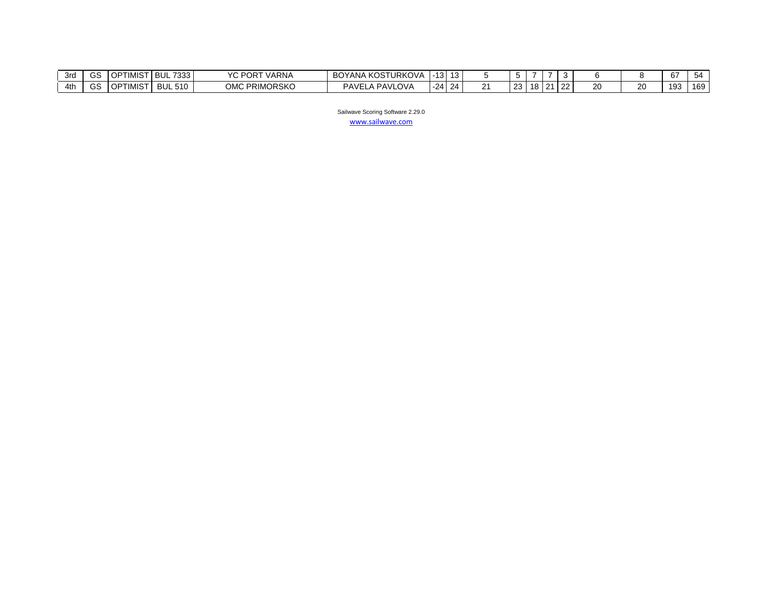| | | | | | | | | | | | | | | | | | |
|---|---|---|---|---|---|---|---|---|---|---|---|---|---|---|---|---|---|
| 3rd | GS | OPTIMIST | BUL 7333 | YC PORT VARNA | BOYANA KOSTURKOVA | -13 | 13 | 5 | 5 | 7 | 7 | 3 | 6 | 8 | 67 | 54 |
| 4th | GS | OPTIMIST | BUL 510 | OMC PRIMORSKO | PAVELA PAVLOVA | -24 | 24 | 21 | 23 | 18 | 21 | 22 | 20 | 20 | 193 | 169 |

Sailwave Scoring Software 2.29.0
www.sailwave.com